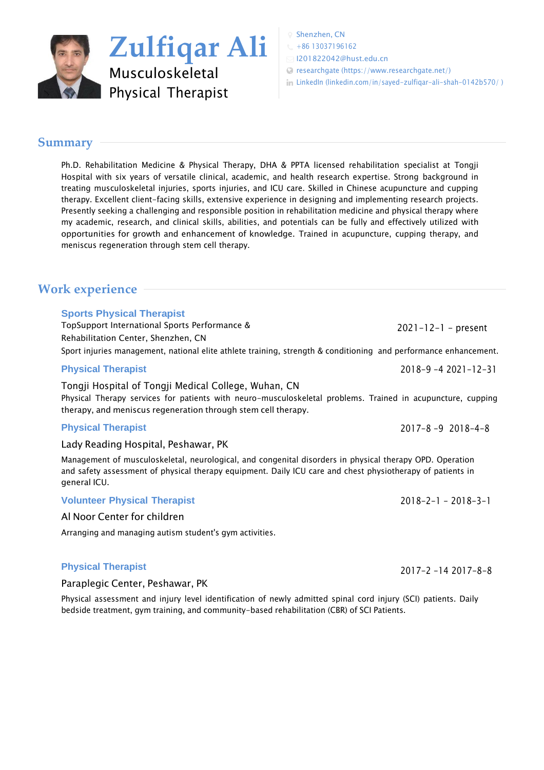# Zulfiqar Ali

Musculoskeletal Physical Therapist

Shenzhen, CN
+86 13037196162
I201822042@hust.edu.cn
researchgate (https://www.researchgate.net/)
LinkedIn (linkedin.com/in/sayed-zulfiqar-ali-shah-0142b570/ )

## Summary

Ph.D. Rehabilitation Medicine & Physical Therapy, DHA & PPTA licensed rehabilitation specialist at Tongji Hospital with six years of versatile clinical, academic, and health research expertise. Strong background in treating musculoskeletal injuries, sports injuries, and ICU care. Skilled in Chinese acupuncture and cupping therapy. Excellent client-facing skills, extensive experience in designing and implementing research projects. Presently seeking a challenging and responsible position in rehabilitation medicine and physical therapy where my academic, research, and clinical skills, abilities, and potentials can be fully and effectively utilized with opportunities for growth and enhancement of knowledge. Trained in acupuncture, cupping therapy, and meniscus regeneration through stem cell therapy.

## Work experience

### Sports Physical Therapist

TopSupport International Sports Performance & Rehabilitation Center, Shenzhen, CN — 2021-12-1 - present

Sport injuries management, national elite athlete training, strength & conditioning and performance enhancement.

### Physical Therapist

2018-9 -4 2021-12-31

Tongji Hospital of Tongji Medical College, Wuhan, CN

Physical Therapy services for patients with neuro-musculoskeletal problems. Trained in acupuncture, cupping therapy, and meniscus regeneration through stem cell therapy.

### Physical Therapist

2017-8 -9 2018-4-8

Lady Reading Hospital, Peshawar, PK

Management of musculoskeletal, neurological, and congenital disorders in physical therapy OPD. Operation and safety assessment of physical therapy equipment. Daily ICU care and chest physiotherapy of patients in general ICU.

### Volunteer Physical Therapist

2018-2-1 - 2018-3-1

Al Noor Center for children

Arranging and managing autism student's gym activities.

### Physical Therapist

2017-2 -14 2017-8-8

Paraplegic Center, Peshawar, PK

Physical assessment and injury level identification of newly admitted spinal cord injury (SCI) patients. Daily bedside treatment, gym training, and community-based rehabilitation (CBR) of SCI Patients.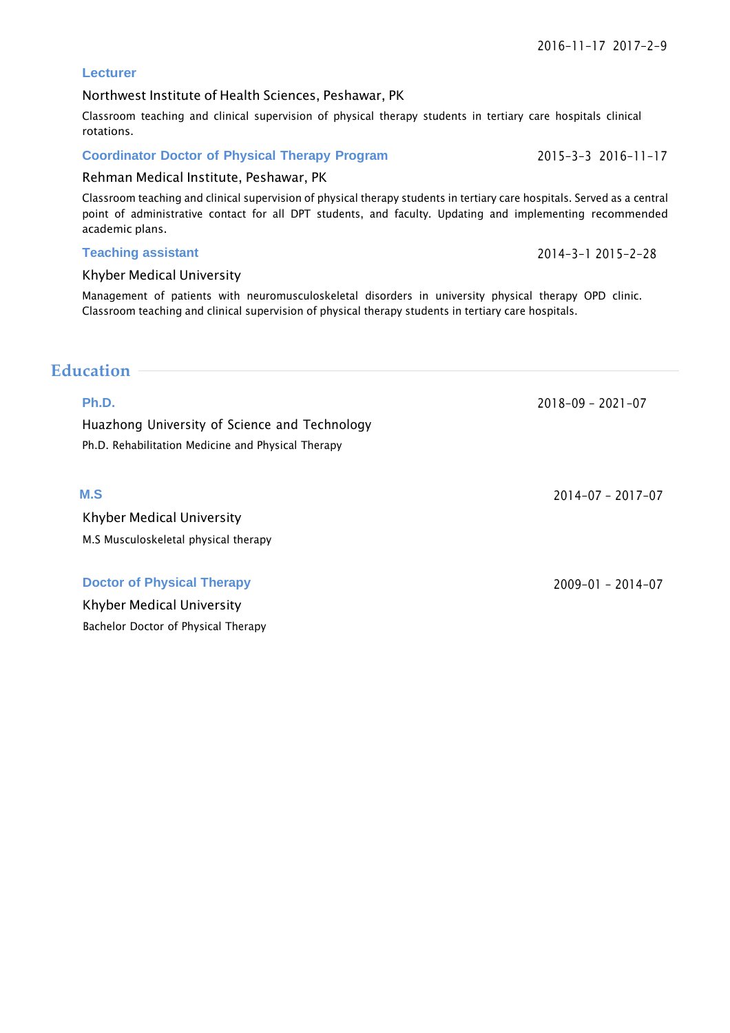2016-11-17 2017-2-9

### Lecturer

Northwest Institute of Health Sciences, Peshawar, PK

Classroom teaching and clinical supervision of physical therapy students in tertiary care hospitals clinical rotations.

### Coordinator Doctor of Physical Therapy Program

2015-3-3 2016-11-17

Rehman Medical Institute, Peshawar, PK

Classroom teaching and clinical supervision of physical therapy students in tertiary care hospitals. Served as a central point of administrative contact for all DPT students, and faculty. Updating and implementing recommended academic plans.

### Teaching assistant

2014-3-1 2015-2-28

Khyber Medical University

Management of patients with neuromusculoskeletal disorders in university physical therapy OPD clinic. Classroom teaching and clinical supervision of physical therapy students in tertiary care hospitals.

## Education

### Ph.D.

2018-09 - 2021-07

Huazhong University of Science and Technology

Ph.D. Rehabilitation Medicine and Physical Therapy

### M.S

2014-07 - 2017-07

Khyber Medical University

M.S Musculoskeletal physical therapy

### Doctor of Physical Therapy

2009-01 - 2014-07

Khyber Medical University

Bachelor Doctor of Physical Therapy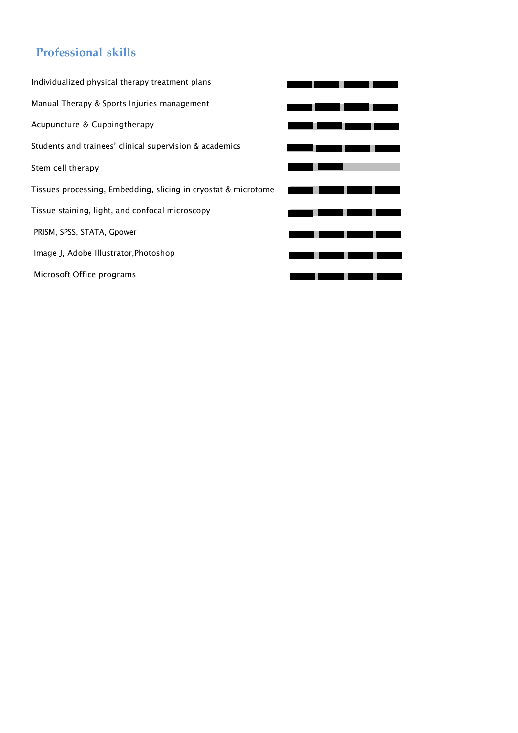## Professional skills

- Individualized physical therapy treatment plans
- Manual Therapy & Sports Injuries management
- Acupuncture & Cuppingtherapy
- Students and trainees' clinical supervision & academics
- Stem cell therapy
- Tissues processing, Embedding, slicing in cryostat & microtome
- Tissue staining, light, and confocal microscopy
- PRISM, SPSS, STATA, Gpower
- Image J, Adobe Illustrator,Photoshop
- Microsoft Office programs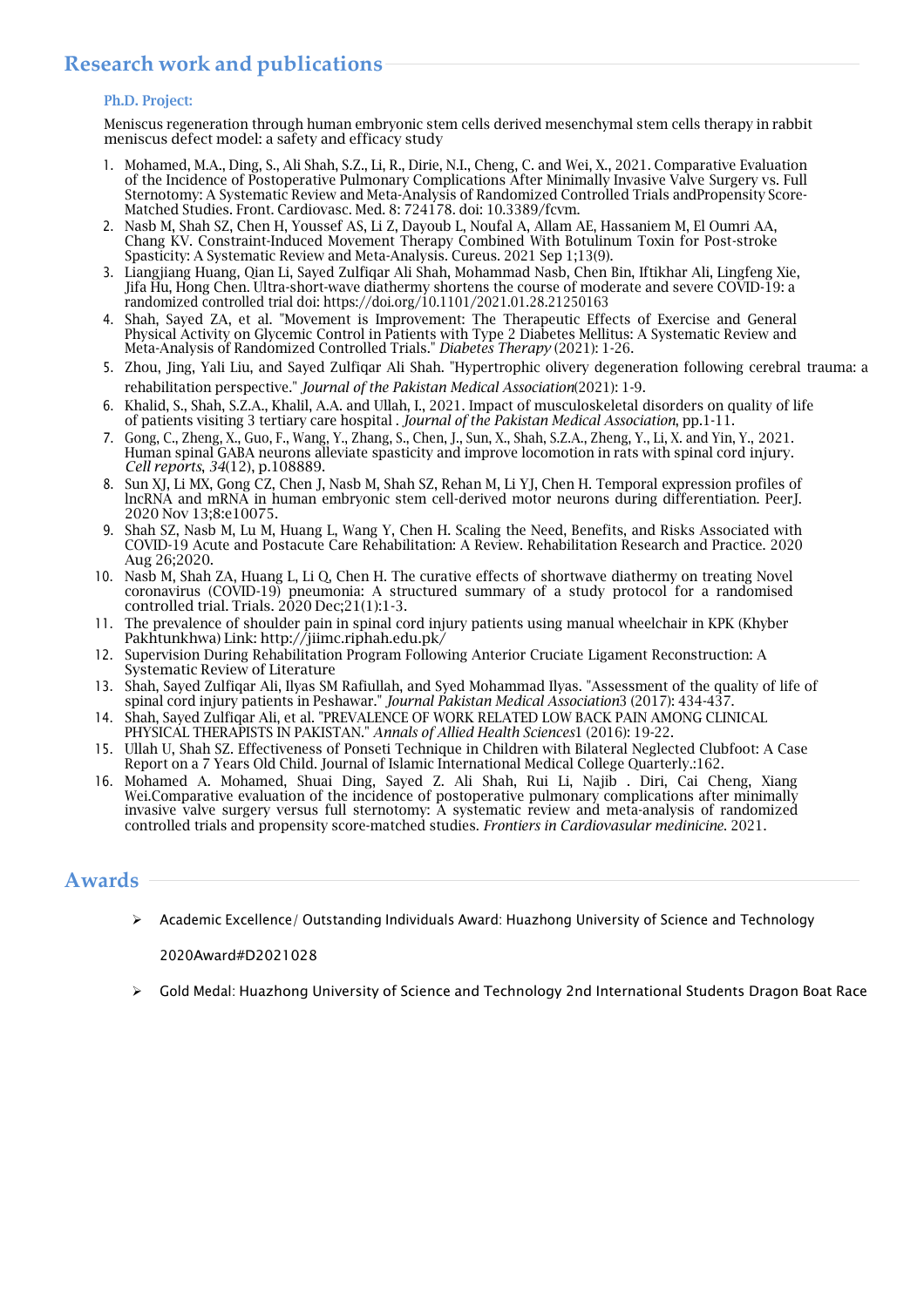## Research work and publications

### Ph.D. Project:

Meniscus regeneration through human embryonic stem cells derived mesenchymal stem cells therapy in rabbit meniscus defect model: a safety and efficacy study

1. Mohamed, M.A., Ding, S., Ali Shah, S.Z., Li, R., Dirie, N.I., Cheng, C. and Wei, X., 2021. Comparative Evaluation of the Incidence of Postoperative Pulmonary Complications After Minimally Invasive Valve Surgery vs. Full Sternotomy: A Systematic Review and Meta-Analysis of Randomized Controlled Trials andPropensity Score-Matched Studies. Front. Cardiovasc. Med. 8: 724178. doi: 10.3389/fcvm.
2. Nasb M, Shah SZ, Chen H, Youssef AS, Li Z, Dayoub L, Noufal A, Allam AE, Hassaniem M, El Oumri AA, Chang KV. Constraint-Induced Movement Therapy Combined With Botulinum Toxin for Post-stroke Spasticity: A Systematic Review and Meta-Analysis. Cureus. 2021 Sep 1;13(9).
3. Liangjiang Huang, Qian Li, Sayed Zulfiqar Ali Shah, Mohammad Nasb, Chen Bin, Iftikhar Ali, Lingfeng Xie, Jifa Hu, Hong Chen. Ultra-short-wave diathermy shortens the course of moderate and severe COVID-19: a randomized controlled trial doi: https://doi.org/10.1101/2021.01.28.21250163
4. Shah, Sayed ZA, et al. "Movement is Improvement: The Therapeutic Effects of Exercise and General Physical Activity on Glycemic Control in Patients with Type 2 Diabetes Mellitus: A Systematic Review and Meta-Analysis of Randomized Controlled Trials." *Diabetes Therapy* (2021): 1-26.
5. Zhou, Jing, Yali Liu, and Sayed Zulfiqar Ali Shah. "Hypertrophic olivery degeneration following cerebral trauma: a rehabilitation perspective." *Journal of the Pakistan Medical Association*(2021): 1-9.
6. Khalid, S., Shah, S.Z.A., Khalil, A.A. and Ullah, I., 2021. Impact of musculoskeletal disorders on quality of life of patients visiting 3 tertiary care hospital . *Journal of the Pakistan Medical Association*, pp.1-11.
7. Gong, C., Zheng, X., Guo, F., Wang, Y., Zhang, S., Chen, J., Sun, X., Shah, S.Z.A., Zheng, Y., Li, X. and Yin, Y., 2021. Human spinal GABA neurons alleviate spasticity and improve locomotion in rats with spinal cord injury. *Cell reports*, *34*(12), p.108889.
8. Sun XJ, Li MX, Gong CZ, Chen J, Nasb M, Shah SZ, Rehan M, Li YJ, Chen H. Temporal expression profiles of lncRNA and mRNA in human embryonic stem cell-derived motor neurons during differentiation. PeerJ. 2020 Nov 13;8:e10075.
9. Shah SZ, Nasb M, Lu M, Huang L, Wang Y, Chen H. Scaling the Need, Benefits, and Risks Associated with COVID-19 Acute and Postacute Care Rehabilitation: A Review. Rehabilitation Research and Practice. 2020 Aug 26;2020.
10. Nasb M, Shah ZA, Huang L, Li Q, Chen H. The curative effects of shortwave diathermy on treating Novel coronavirus (COVID-19) pneumonia: A structured summary of a study protocol for a randomised controlled trial. Trials. 2020 Dec;21(1):1-3.
11. The prevalence of shoulder pain in spinal cord injury patients using manual wheelchair in KPK (Khyber Pakhtunkhwa) Link: http://jiimc.riphah.edu.pk/
12. Supervision During Rehabilitation Program Following Anterior Cruciate Ligament Reconstruction: A Systematic Review of Literature
13. Shah, Sayed Zulfiqar Ali, Ilyas SM Rafiullah, and Syed Mohammad Ilyas. "Assessment of the quality of life of spinal cord injury patients in Peshawar." *Journal Pakistan Medical Association*3 (2017): 434-437.
14. Shah, Sayed Zulfiqar Ali, et al. "PREVALENCE OF WORK RELATED LOW BACK PAIN AMONG CLINICAL PHYSICAL THERAPISTS IN PAKISTAN." *Annals of Allied Health Sciences*1 (2016): 19-22.
15. Ullah U, Shah SZ. Effectiveness of Ponseti Technique in Children with Bilateral Neglected Clubfoot: A Case Report on a 7 Years Old Child. Journal of Islamic International Medical College Quarterly.:162.
16. Mohamed A. Mohamed, Shuai Ding, Sayed Z. Ali Shah, Rui Li, Najib . Diri, Cai Cheng, Xiang Wei.Comparative evaluation of the incidence of postoperative pulmonary complications after minimally invasive valve surgery versus full sternotomy: A systematic review and meta-analysis of randomized controlled trials and propensity score-matched studies. *Frontiers in Cardiovasular medinicine*. 2021.

## Awards

- Academic Excellence/ Outstanding Individuals Award: Huazhong University of Science and Technology

  2020Award#D2021028

- Gold Medal: Huazhong University of Science and Technology 2nd International Students Dragon Boat Race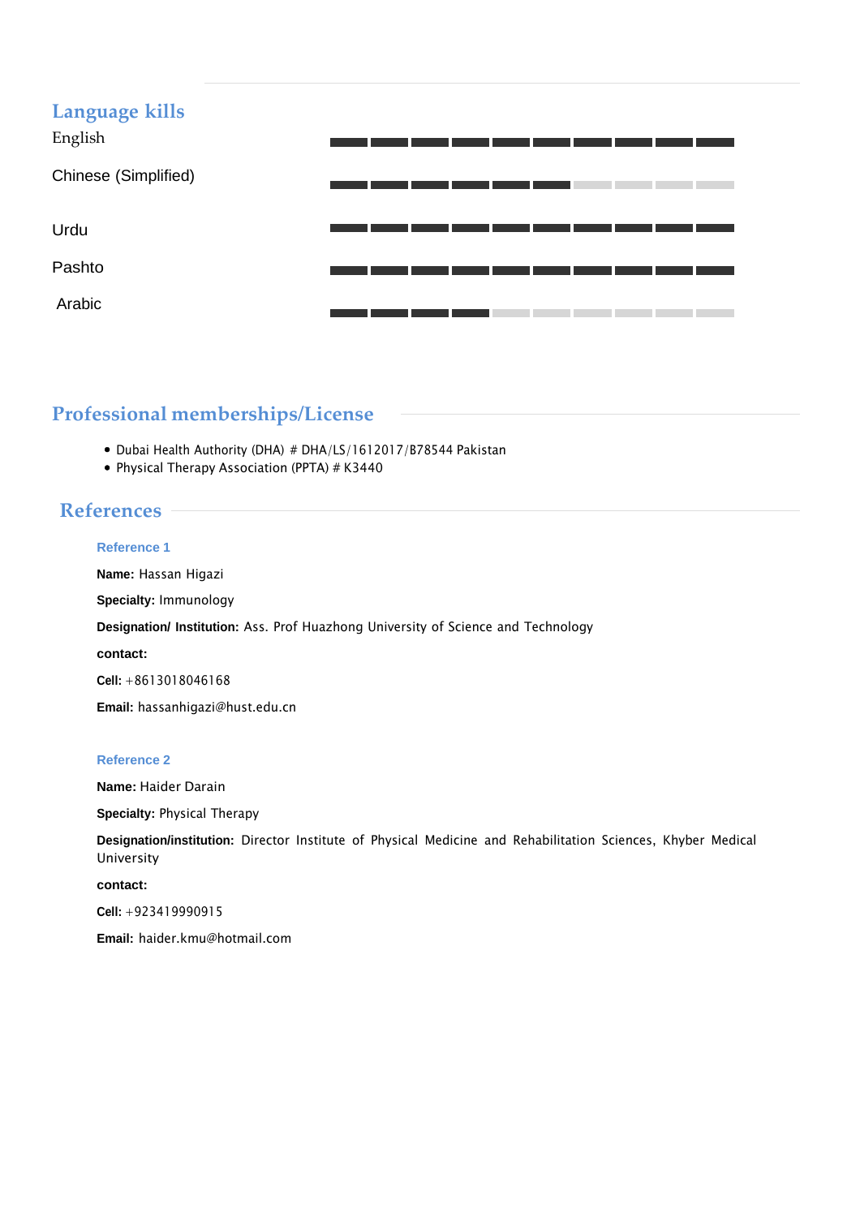## Language kills

English

Chinese (Simplified)

Urdu

Pashto

Arabic

## Professional memberships/License

- Dubai Health Authority (DHA) # DHA/LS/1612017/B78544 Pakistan
- Physical Therapy Association (PPTA) # K3440

## References

### Reference 1

**Name:** Hassan Higazi

**Specialty:** Immunology

**Designation/ Institution:** Ass. Prof Huazhong University of Science and Technology

**contact:**

**Cell:** +8613018046168

**Email:** hassanhigazi@hust.edu.cn

### Reference 2

**Name:** Haider Darain

**Specialty:** Physical Therapy

**Designation/institution:** Director Institute of Physical Medicine and Rehabilitation Sciences, Khyber Medical University

**contact:**

**Cell:** +923419990915

**Email:** haider.kmu@hotmail.com